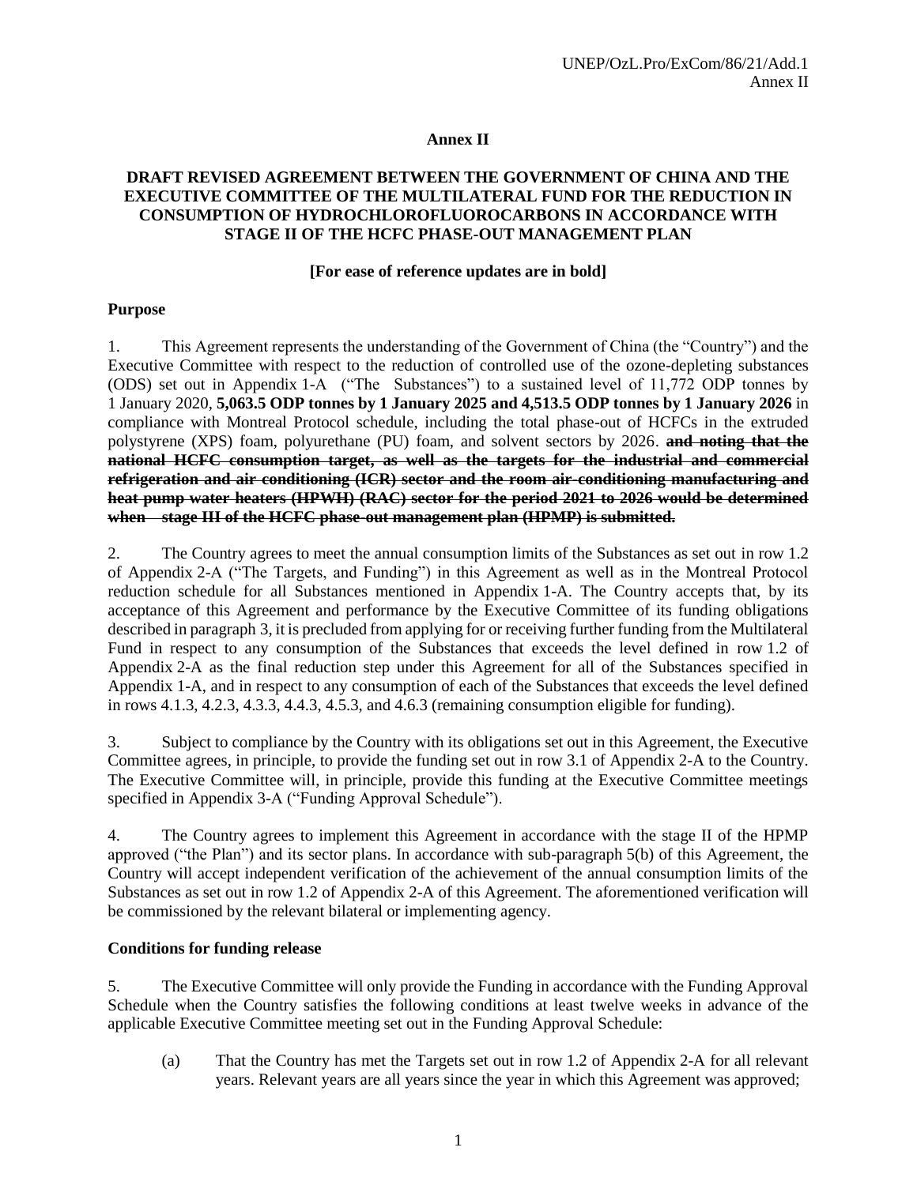# Annex II

## DRAFT REVISED AGREEMENT BETWEEN THE GOVERNMENT OF CHINA AND THE EXECUTIVE COMMITTEE OF THE MULTILATERAL FUND FOR THE REDUCTION IN CONSUMPTION OF HYDROCHLOROFLUOROCARBONS IN ACCORDANCE WITH STAGE II OF THE HCFC PHASE-OUT MANAGEMENT PLAN

**[For ease of reference updates are in bold]**

### Purpose

1. This Agreement represents the understanding of the Government of China (the "Country") and the Executive Committee with respect to the reduction of controlled use of the ozone-depleting substances (ODS) set out in Appendix 1-A ("The Substances") to a sustained level of 11,772 ODP tonnes by 1 January 2020, **5,063.5 ODP tonnes by 1 January 2025 and 4,513.5 ODP tonnes by 1 January 2026** in compliance with Montreal Protocol schedule, including the total phase-out of HCFCs in the extruded polystyrene (XPS) foam, polyurethane (PU) foam, and solvent sectors by 2026. ~~**and noting that the national HCFC consumption target, as well as the targets for the industrial and commercial refrigeration and air conditioning (ICR) sector and the room air-conditioning manufacturing and heat pump water heaters (HPWH) (RAC) sector for the period 2021 to 2026 would be determined when stage III of the HCFC phase-out management plan (HPMP) is submitted.**~~

2. The Country agrees to meet the annual consumption limits of the Substances as set out in row 1.2 of Appendix 2-A ("The Targets, and Funding") in this Agreement as well as in the Montreal Protocol reduction schedule for all Substances mentioned in Appendix 1-A. The Country accepts that, by its acceptance of this Agreement and performance by the Executive Committee of its funding obligations described in paragraph 3, it is precluded from applying for or receiving further funding from the Multilateral Fund in respect to any consumption of the Substances that exceeds the level defined in row 1.2 of Appendix 2-A as the final reduction step under this Agreement for all of the Substances specified in Appendix 1-A, and in respect to any consumption of each of the Substances that exceeds the level defined in rows 4.1.3, 4.2.3, 4.3.3, 4.4.3, 4.5.3, and 4.6.3 (remaining consumption eligible for funding).

3. Subject to compliance by the Country with its obligations set out in this Agreement, the Executive Committee agrees, in principle, to provide the funding set out in row 3.1 of Appendix 2-A to the Country. The Executive Committee will, in principle, provide this funding at the Executive Committee meetings specified in Appendix 3-A ("Funding Approval Schedule").

4. The Country agrees to implement this Agreement in accordance with the stage II of the HPMP approved ("the Plan") and its sector plans. In accordance with sub-paragraph 5(b) of this Agreement, the Country will accept independent verification of the achievement of the annual consumption limits of the Substances as set out in row 1.2 of Appendix 2-A of this Agreement. The aforementioned verification will be commissioned by the relevant bilateral or implementing agency.

### Conditions for funding release

5. The Executive Committee will only provide the Funding in accordance with the Funding Approval Schedule when the Country satisfies the following conditions at least twelve weeks in advance of the applicable Executive Committee meeting set out in the Funding Approval Schedule:

   (a) That the Country has met the Targets set out in row 1.2 of Appendix 2-A for all relevant years. Relevant years are all years since the year in which this Agreement was approved;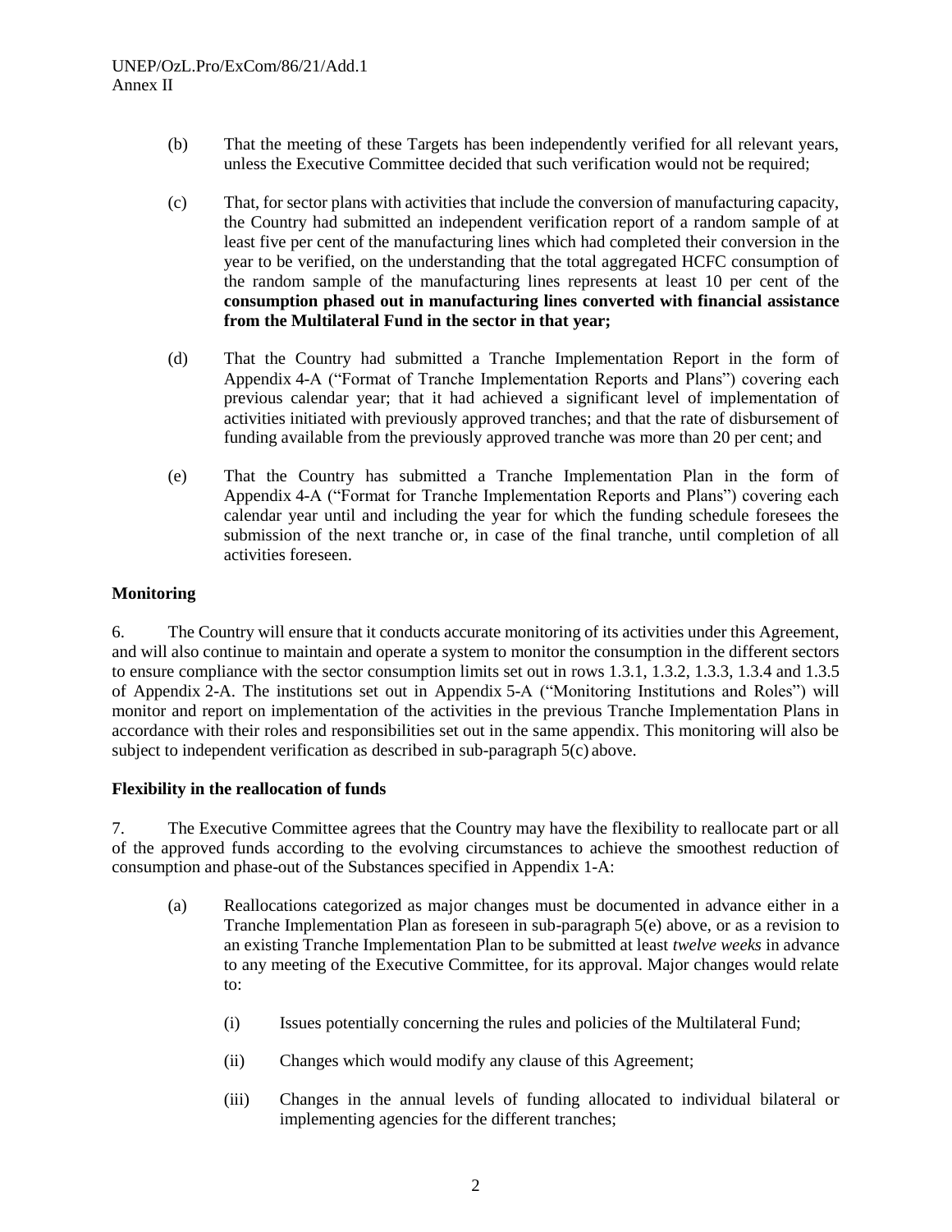(b) That the meeting of these Targets has been independently verified for all relevant years, unless the Executive Committee decided that such verification would not be required;

(c) That, for sector plans with activities that include the conversion of manufacturing capacity, the Country had submitted an independent verification report of a random sample of at least five per cent of the manufacturing lines which had completed their conversion in the year to be verified, on the understanding that the total aggregated HCFC consumption of the random sample of the manufacturing lines represents at least 10 per cent of the **consumption phased out in manufacturing lines converted with financial assistance from the Multilateral Fund in the sector in that year;**

(d) That the Country had submitted a Tranche Implementation Report in the form of Appendix 4-A ("Format of Tranche Implementation Reports and Plans") covering each previous calendar year; that it had achieved a significant level of implementation of activities initiated with previously approved tranches; and that the rate of disbursement of funding available from the previously approved tranche was more than 20 per cent; and

(e) That the Country has submitted a Tranche Implementation Plan in the form of Appendix 4-A ("Format for Tranche Implementation Reports and Plans") covering each calendar year until and including the year for which the funding schedule foresees the submission of the next tranche or, in case of the final tranche, until completion of all activities foreseen.

**Monitoring**

6. The Country will ensure that it conducts accurate monitoring of its activities under this Agreement, and will also continue to maintain and operate a system to monitor the consumption in the different sectors to ensure compliance with the sector consumption limits set out in rows 1.3.1, 1.3.2, 1.3.3, 1.3.4 and 1.3.5 of Appendix 2-A. The institutions set out in Appendix 5-A ("Monitoring Institutions and Roles") will monitor and report on implementation of the activities in the previous Tranche Implementation Plans in accordance with their roles and responsibilities set out in the same appendix. This monitoring will also be subject to independent verification as described in sub-paragraph 5(c) above.

**Flexibility in the reallocation of funds**

7. The Executive Committee agrees that the Country may have the flexibility to reallocate part or all of the approved funds according to the evolving circumstances to achieve the smoothest reduction of consumption and phase-out of the Substances specified in Appendix 1-A:

(a) Reallocations categorized as major changes must be documented in advance either in a Tranche Implementation Plan as foreseen in sub-paragraph 5(e) above, or as a revision to an existing Tranche Implementation Plan to be submitted at least *twelve weeks* in advance to any meeting of the Executive Committee, for its approval. Major changes would relate to:

   (i) Issues potentially concerning the rules and policies of the Multilateral Fund;

   (ii) Changes which would modify any clause of this Agreement;

   (iii) Changes in the annual levels of funding allocated to individual bilateral or implementing agencies for the different tranches;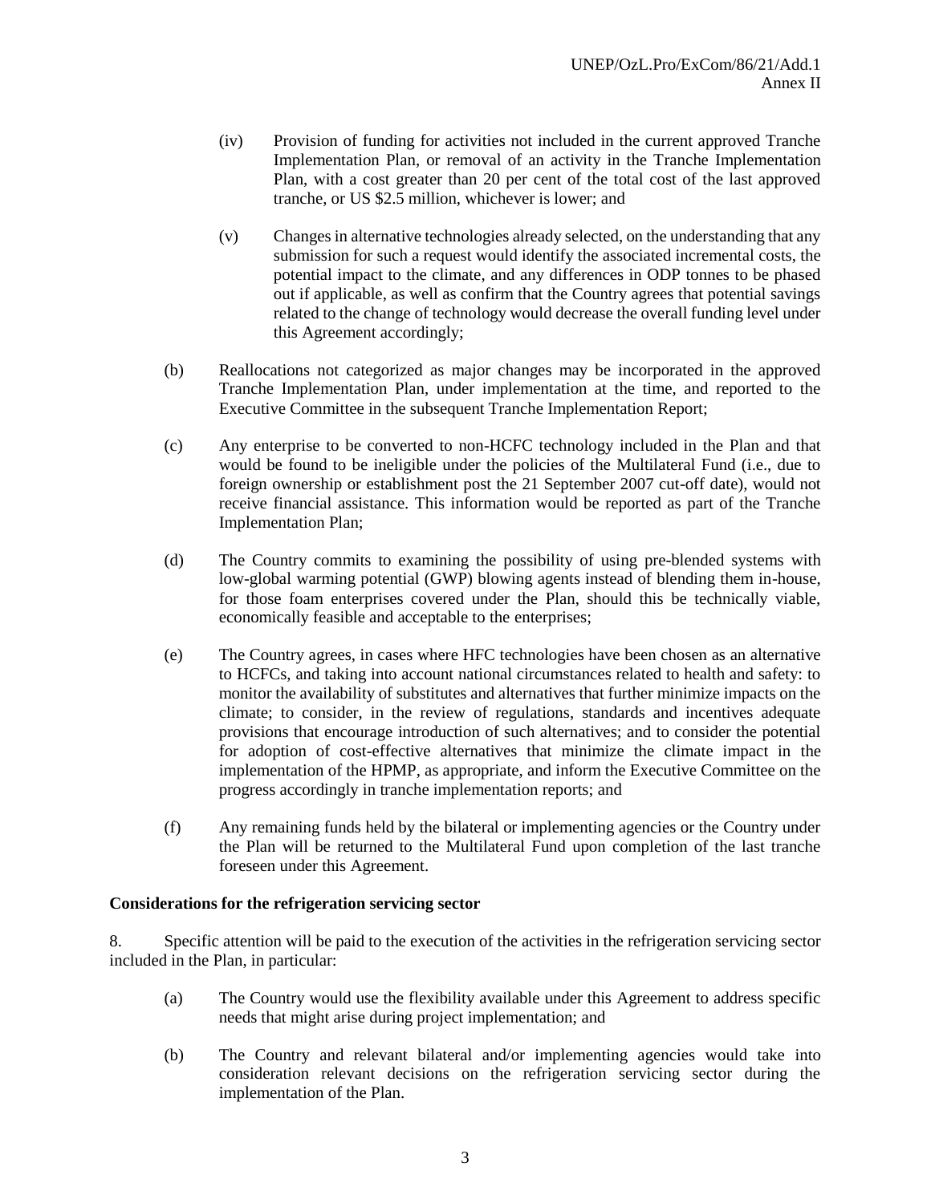(iv) Provision of funding for activities not included in the current approved Tranche Implementation Plan, or removal of an activity in the Tranche Implementation Plan, with a cost greater than 20 per cent of the total cost of the last approved tranche, or US $2.5 million, whichever is lower; and

(v) Changes in alternative technologies already selected, on the understanding that any submission for such a request would identify the associated incremental costs, the potential impact to the climate, and any differences in ODP tonnes to be phased out if applicable, as well as confirm that the Country agrees that potential savings related to the change of technology would decrease the overall funding level under this Agreement accordingly;

(b) Reallocations not categorized as major changes may be incorporated in the approved Tranche Implementation Plan, under implementation at the time, and reported to the Executive Committee in the subsequent Tranche Implementation Report;

(c) Any enterprise to be converted to non-HCFC technology included in the Plan and that would be found to be ineligible under the policies of the Multilateral Fund (i.e., due to foreign ownership or establishment post the 21 September 2007 cut-off date), would not receive financial assistance. This information would be reported as part of the Tranche Implementation Plan;

(d) The Country commits to examining the possibility of using pre-blended systems with low-global warming potential (GWP) blowing agents instead of blending them in-house, for those foam enterprises covered under the Plan, should this be technically viable, economically feasible and acceptable to the enterprises;

(e) The Country agrees, in cases where HFC technologies have been chosen as an alternative to HCFCs, and taking into account national circumstances related to health and safety: to monitor the availability of substitutes and alternatives that further minimize impacts on the climate; to consider, in the review of regulations, standards and incentives adequate provisions that encourage introduction of such alternatives; and to consider the potential for adoption of cost-effective alternatives that minimize the climate impact in the implementation of the HPMP, as appropriate, and inform the Executive Committee on the progress accordingly in tranche implementation reports; and

(f) Any remaining funds held by the bilateral or implementing agencies or the Country under the Plan will be returned to the Multilateral Fund upon completion of the last tranche foreseen under this Agreement.

**Considerations for the refrigeration servicing sector**

8. Specific attention will be paid to the execution of the activities in the refrigeration servicing sector included in the Plan, in particular:

(a) The Country would use the flexibility available under this Agreement to address specific needs that might arise during project implementation; and

(b) The Country and relevant bilateral and/or implementing agencies would take into consideration relevant decisions on the refrigeration servicing sector during the implementation of the Plan.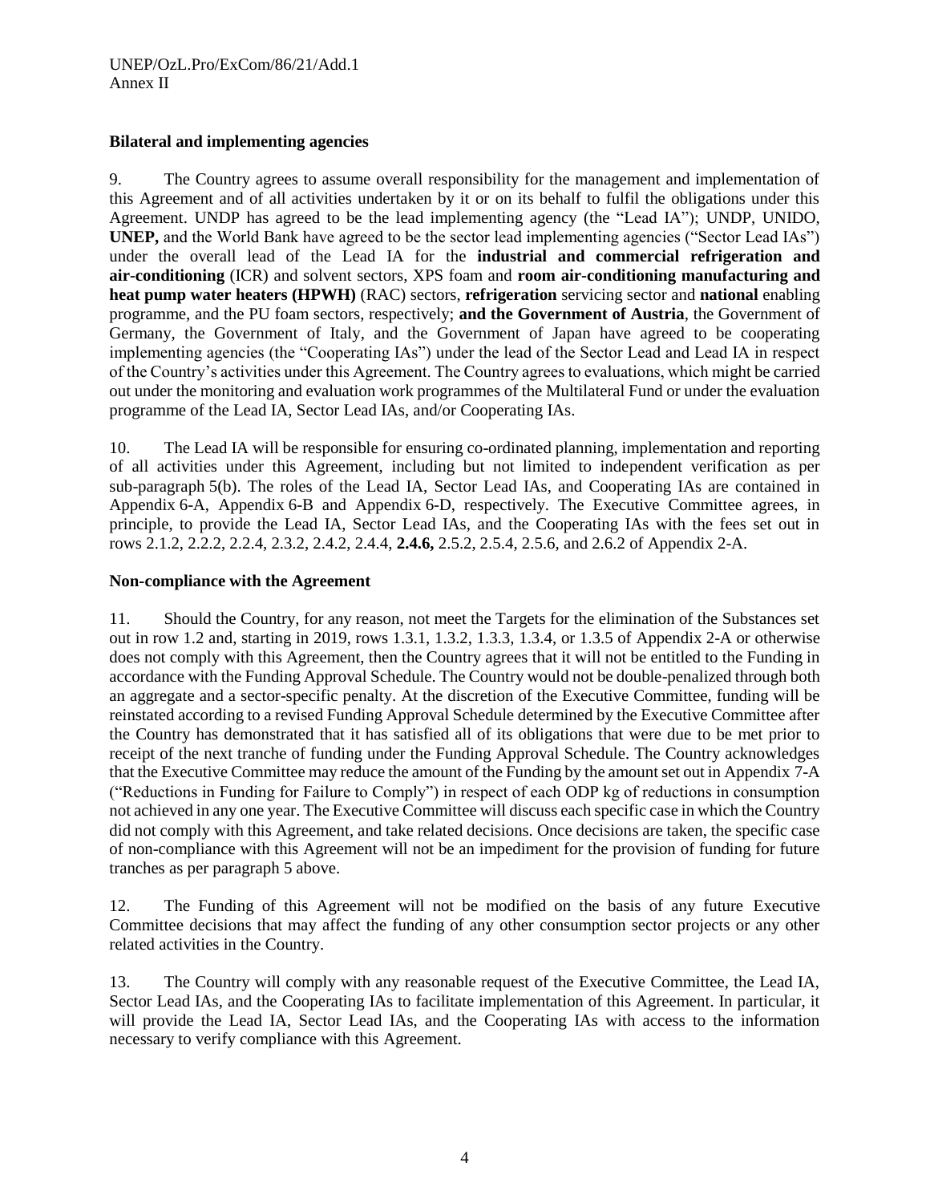### Bilateral and implementing agencies

9. The Country agrees to assume overall responsibility for the management and implementation of this Agreement and of all activities undertaken by it or on its behalf to fulfil the obligations under this Agreement. UNDP has agreed to be the lead implementing agency (the "Lead IA"); UNDP, UNIDO, **UNEP,** and the World Bank have agreed to be the sector lead implementing agencies ("Sector Lead IAs") under the overall lead of the Lead IA for the **industrial and commercial refrigeration and air-conditioning** (ICR) and solvent sectors, XPS foam and **room air-conditioning manufacturing and heat pump water heaters (HPWH)** (RAC) sectors, **refrigeration** servicing sector and **national** enabling programme, and the PU foam sectors, respectively; **and the Government of Austria**, the Government of Germany, the Government of Italy, and the Government of Japan have agreed to be cooperating implementing agencies (the "Cooperating IAs") under the lead of the Sector Lead and Lead IA in respect of the Country's activities under this Agreement. The Country agrees to evaluations, which might be carried out under the monitoring and evaluation work programmes of the Multilateral Fund or under the evaluation programme of the Lead IA, Sector Lead IAs, and/or Cooperating IAs.

10. The Lead IA will be responsible for ensuring co-ordinated planning, implementation and reporting of all activities under this Agreement, including but not limited to independent verification as per sub-paragraph 5(b). The roles of the Lead IA, Sector Lead IAs, and Cooperating IAs are contained in Appendix 6-A, Appendix 6-B and Appendix 6-D, respectively. The Executive Committee agrees, in principle, to provide the Lead IA, Sector Lead IAs, and the Cooperating IAs with the fees set out in rows 2.1.2, 2.2.2, 2.2.4, 2.3.2, 2.4.2, 2.4.4, **2.4.6,** 2.5.2, 2.5.4, 2.5.6, and 2.6.2 of Appendix 2-A.

### Non-compliance with the Agreement

11. Should the Country, for any reason, not meet the Targets for the elimination of the Substances set out in row 1.2 and, starting in 2019, rows 1.3.1, 1.3.2, 1.3.3, 1.3.4, or 1.3.5 of Appendix 2-A or otherwise does not comply with this Agreement, then the Country agrees that it will not be entitled to the Funding in accordance with the Funding Approval Schedule. The Country would not be double-penalized through both an aggregate and a sector-specific penalty. At the discretion of the Executive Committee, funding will be reinstated according to a revised Funding Approval Schedule determined by the Executive Committee after the Country has demonstrated that it has satisfied all of its obligations that were due to be met prior to receipt of the next tranche of funding under the Funding Approval Schedule. The Country acknowledges that the Executive Committee may reduce the amount of the Funding by the amount set out in Appendix 7-A ("Reductions in Funding for Failure to Comply") in respect of each ODP kg of reductions in consumption not achieved in any one year. The Executive Committee will discuss each specific case in which the Country did not comply with this Agreement, and take related decisions. Once decisions are taken, the specific case of non-compliance with this Agreement will not be an impediment for the provision of funding for future tranches as per paragraph 5 above.

12. The Funding of this Agreement will not be modified on the basis of any future Executive Committee decisions that may affect the funding of any other consumption sector projects or any other related activities in the Country.

13. The Country will comply with any reasonable request of the Executive Committee, the Lead IA, Sector Lead IAs, and the Cooperating IAs to facilitate implementation of this Agreement. In particular, it will provide the Lead IA, Sector Lead IAs, and the Cooperating IAs with access to the information necessary to verify compliance with this Agreement.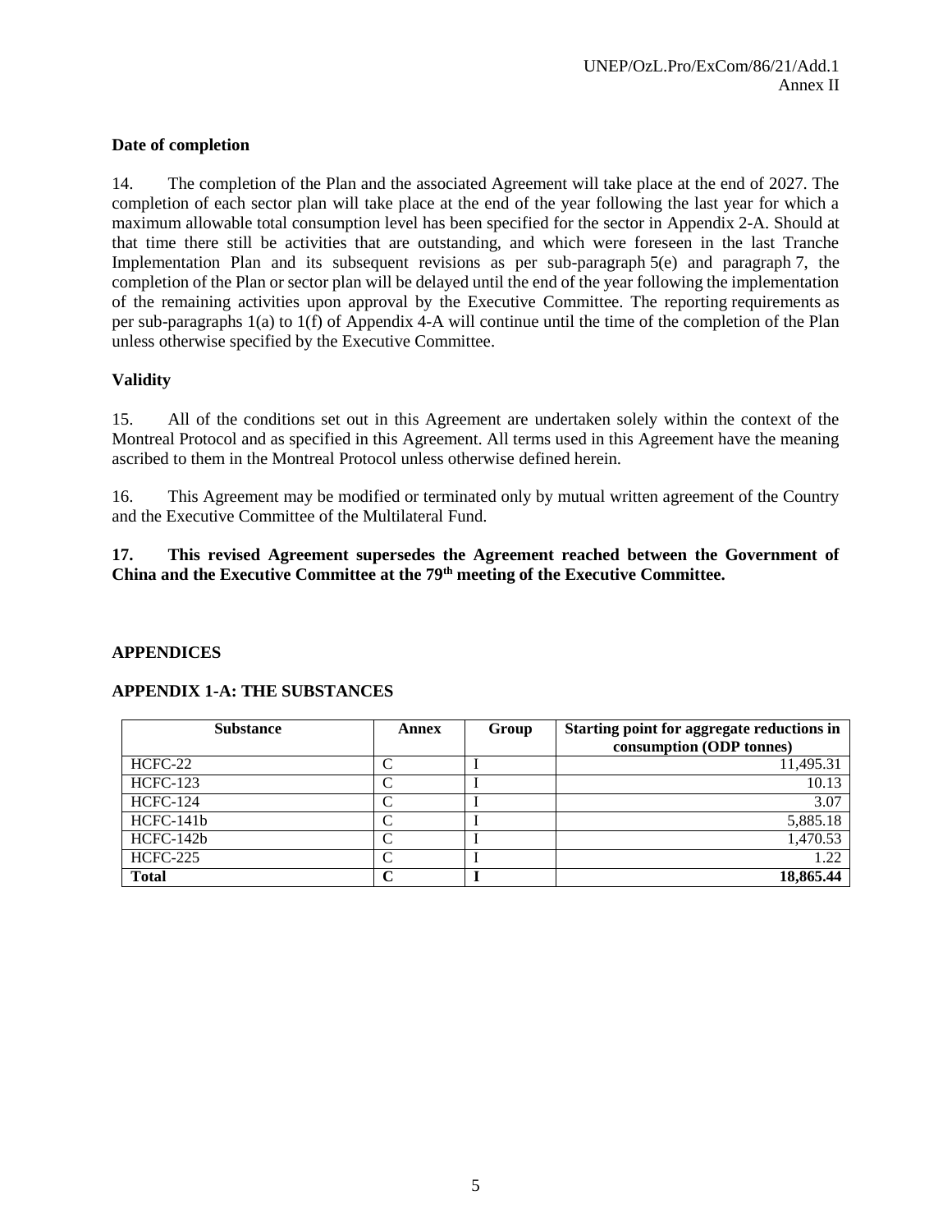**Date of completion**

14. The completion of the Plan and the associated Agreement will take place at the end of 2027. The completion of each sector plan will take place at the end of the year following the last year for which a maximum allowable total consumption level has been specified for the sector in Appendix 2-A. Should at that time there still be activities that are outstanding, and which were foreseen in the last Tranche Implementation Plan and its subsequent revisions as per sub-paragraph 5(e) and paragraph 7, the completion of the Plan or sector plan will be delayed until the end of the year following the implementation of the remaining activities upon approval by the Executive Committee. The reporting requirements as per sub-paragraphs 1(a) to 1(f) of Appendix 4-A will continue until the time of the completion of the Plan unless otherwise specified by the Executive Committee.

**Validity**

15. All of the conditions set out in this Agreement are undertaken solely within the context of the Montreal Protocol and as specified in this Agreement. All terms used in this Agreement have the meaning ascribed to them in the Montreal Protocol unless otherwise defined herein.

16. This Agreement may be modified or terminated only by mutual written agreement of the Country and the Executive Committee of the Multilateral Fund.

**17. This revised Agreement supersedes the Agreement reached between the Government of China and the Executive Committee at the 79th meeting of the Executive Committee.**

**APPENDICES**

**APPENDIX 1-A: THE SUBSTANCES**

| Substance | Annex | Group | Starting point for aggregate reductions in consumption (ODP tonnes) |
|---|---|---|---|
| HCFC-22 | C | I | 11,495.31 |
| HCFC-123 | C | I | 10.13 |
| HCFC-124 | C | I | 3.07 |
| HCFC-141b | C | I | 5,885.18 |
| HCFC-142b | C | I | 1,470.53 |
| HCFC-225 | C | I | 1.22 |
| **Total** | **C** | **I** | **18,865.44** |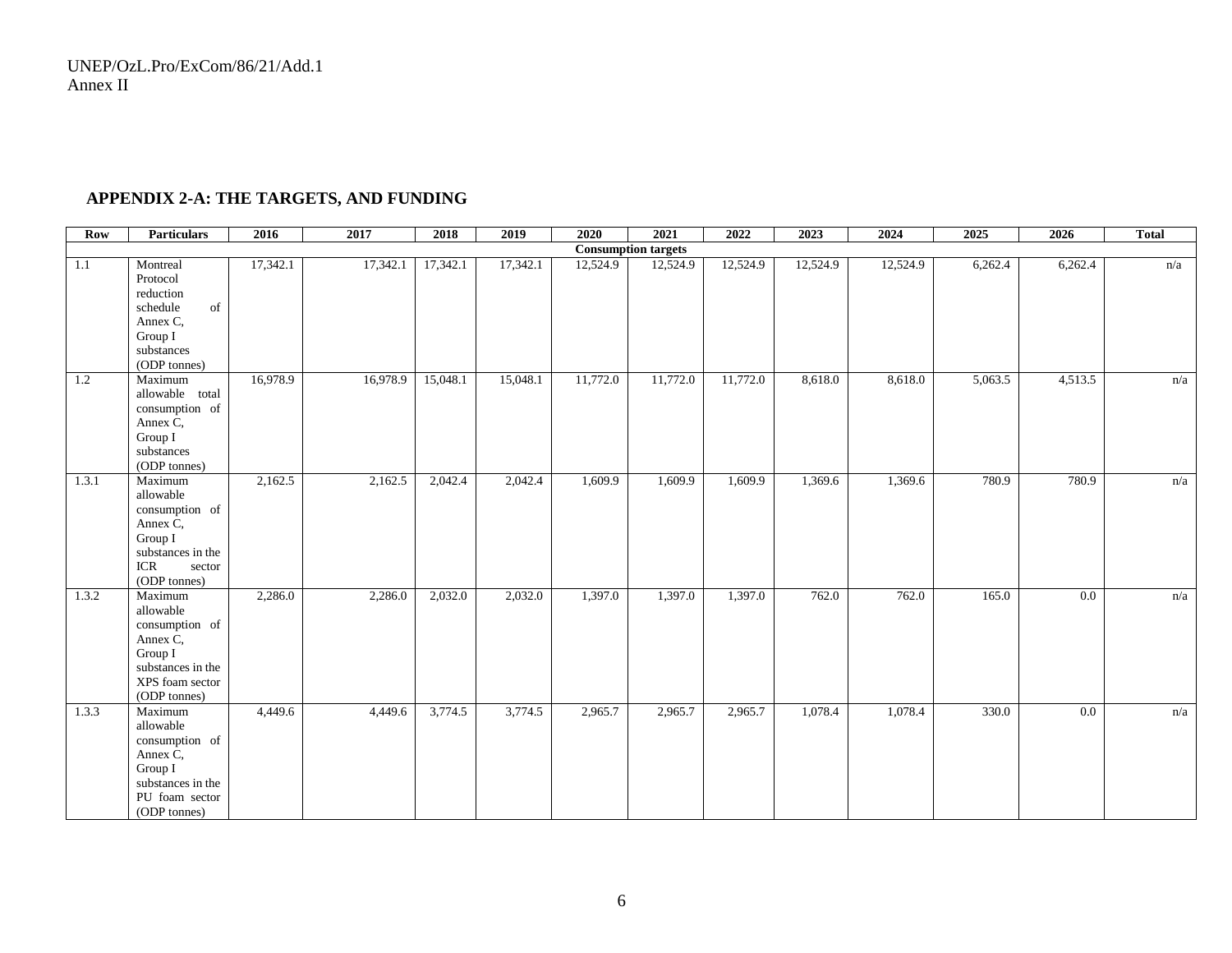## APPENDIX 2-A: THE TARGETS, AND FUNDING

| Row | Particulars | 2016 | 2017 | 2018 | 2019 | 2020 | 2021 | 2022 | 2023 | 2024 | 2025 | 2026 | Total |
|---|---|---|---|---|---|---|---|---|---|---|---|---|---|
| | | | | | | | Consumption targets | | | | | | |
| 1.1 | Montreal Protocol reduction schedule of Annex C, Group I substances (ODP tonnes) | 17,342.1 | 17,342.1 | 17,342.1 | 17,342.1 | 12,524.9 | 12,524.9 | 12,524.9 | 12,524.9 | 12,524.9 | 6,262.4 | 6,262.4 | n/a |
| 1.2 | Maximum allowable total consumption of Annex C, Group I substances (ODP tonnes) | 16,978.9 | 16,978.9 | 15,048.1 | 15,048.1 | 11,772.0 | 11,772.0 | 11,772.0 | 8,618.0 | 8,618.0 | 5,063.5 | 4,513.5 | n/a |
| 1.3.1 | Maximum allowable consumption of Annex C, Group I substances in the ICR sector (ODP tonnes) | 2,162.5 | 2,162.5 | 2,042.4 | 2,042.4 | 1,609.9 | 1,609.9 | 1,609.9 | 1,369.6 | 1,369.6 | 780.9 | 780.9 | n/a |
| 1.3.2 | Maximum allowable consumption of Annex C, Group I substances in the XPS foam sector (ODP tonnes) | 2,286.0 | 2,286.0 | 2,032.0 | 2,032.0 | 1,397.0 | 1,397.0 | 1,397.0 | 762.0 | 762.0 | 165.0 | 0.0 | n/a |
| 1.3.3 | Maximum allowable consumption of Annex C, Group I substances in the PU foam sector (ODP tonnes) | 4,449.6 | 4,449.6 | 3,774.5 | 3,774.5 | 2,965.7 | 2,965.7 | 2,965.7 | 1,078.4 | 1,078.4 | 330.0 | 0.0 | n/a |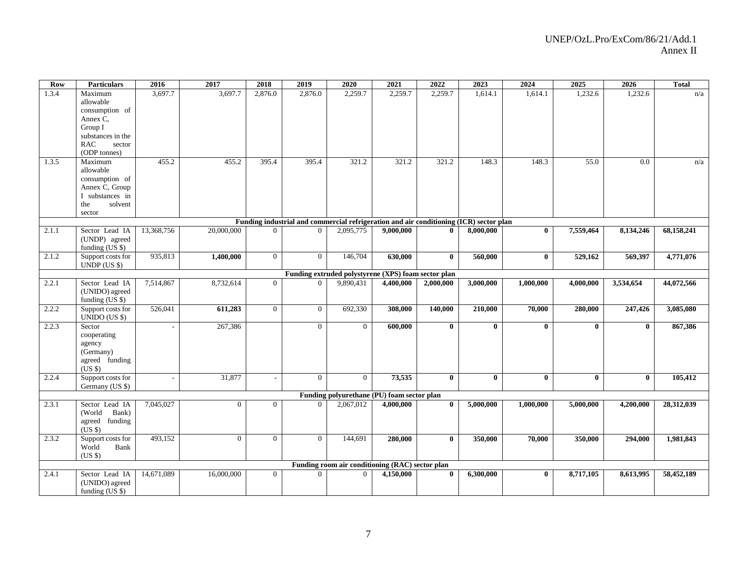| Row | Particulars | 2016 | 2017 | 2018 | 2019 | 2020 | 2021 | 2022 | 2023 | 2024 | 2025 | 2026 | Total |
|---|---|---|---|---|---|---|---|---|---|---|---|---|---|
| 1.3.4 | Maximum allowable consumption of Annex C, Group I substances in the RAC sector (ODP tonnes) | 3,697.7 | 3,697.7 | 2,876.0 | 2,876.0 | 2,259.7 | 2,259.7 | 2,259.7 | 1,614.1 | 1,614.1 | 1,232.6 | 1,232.6 | n/a |
| 1.3.5 | Maximum allowable consumption of Annex C, Group I substances in the solvent sector | 455.2 | 455.2 | 395.4 | 395.4 | 321.2 | 321.2 | 321.2 | 148.3 | 148.3 | 55.0 | 0.0 | n/a |
| | **Funding industrial and commercial refrigeration and air conditioning (ICR) sector plan** | | | | | | | | | | | | |
| 2.1.1 | Sector Lead IA (UNDP) agreed funding (US $) | 13,368,756 | 20,000,000 | 0 | 0 | 2,095,775 | **9,000,000** | **0** | **8,000,000** | **0** | **7,559,464** | **8,134,246** | **68,158,241** |
| 2.1.2 | Support costs for UNDP (US $) | 935,813 | **1,400,000** | 0 | 0 | 146,704 | **630,000** | **0** | **560,000** | **0** | **529,162** | **569,397** | **4,771,076** |
| | **Funding extruded polystyrene (XPS) foam sector plan** | | | | | | | | | | | | |
| 2.2.1 | Sector Lead IA (UNIDO) agreed funding (US $) | 7,514,867 | 8,732,614 | 0 | 0 | 9,890,431 | **4,400,000** | **2,000,000** | **3,000,000** | **1,000,000** | **4,000,000** | **3,534,654** | **44,072,566** |
| 2.2.2 | Support costs for UNIDO (US $) | 526,041 | **611,283** | 0 | 0 | 692,330 | **308,000** | **140,000** | **210,000** | **70,000** | **280,000** | **247,426** | **3,085,080** |
| 2.2.3 | Sector cooperating agency (Germany) agreed funding (US $) | - | 267,386 | | 0 | 0 | **600,000** | **0** | **0** | **0** | **0** | **0** | **867,386** |
| 2.2.4 | Support costs for Germany (US $) | - | 31,877 | - | 0 | 0 | **73,535** | **0** | **0** | **0** | **0** | **0** | **105,412** |
| | **Funding polyurethane (PU) foam sector plan** | | | | | | | | | | | | |
| 2.3.1 | Sector Lead IA (World Bank) agreed funding (US $) | 7,045,027 | 0 | 0 | 0 | 2,067,012 | **4,000,000** | **0** | **5,000,000** | **1,000,000** | **5,000,000** | **4,200,000** | **28,312,039** |
| 2.3.2 | Support costs for World Bank (US $) | 493,152 | 0 | 0 | 0 | 144,691 | **280,000** | **0** | **350,000** | **70,000** | **350,000** | **294,000** | **1,981,843** |
| | **Funding room air conditioning (RAC) sector plan** | | | | | | | | | | | | |
| 2.4.1 | Sector Lead IA (UNIDO) agreed funding (US $) | 14,671,089 | 16,000,000 | 0 | 0 | 0 | **4,150,000** | **0** | **6,300,000** | **0** | **8,717,105** | **8,613,995** | **58,452,189** |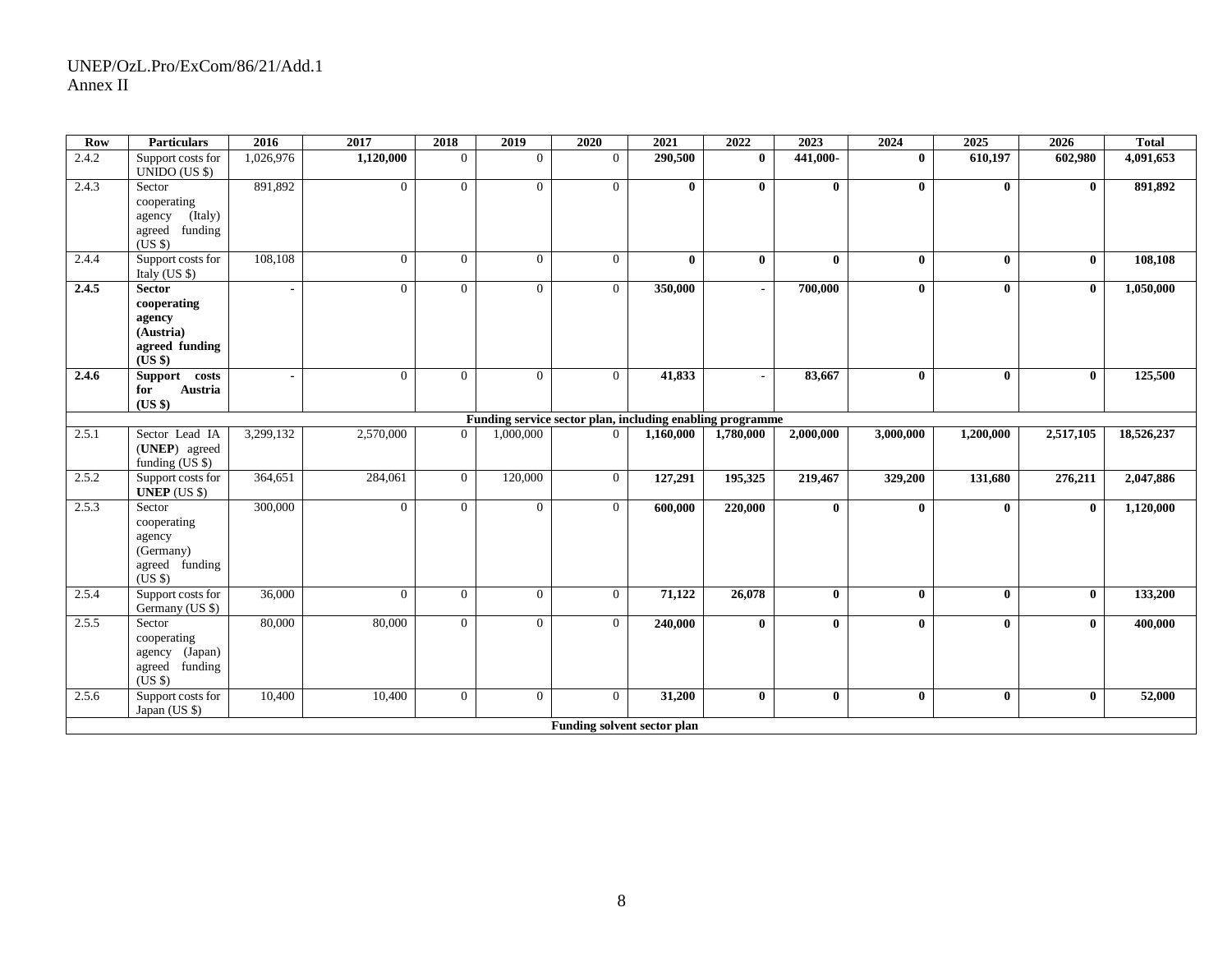| Row | Particulars | 2016 | 2017 | 2018 | 2019 | 2020 | 2021 | 2022 | 2023 | 2024 | 2025 | 2026 | Total |
|---|---|---|---|---|---|---|---|---|---|---|---|---|---|
| 2.4.2 | Support costs for UNIDO (US $) | 1,026,976 | **1,120,000** | 0 | 0 | 0 | **290,500** | **0** | **441,000-** | **0** | **610,197** | **602,980** | **4,091,653** |
| 2.4.3 | Sector cooperating agency (Italy) agreed funding (US $) | 891,892 | 0 | 0 | 0 | 0 | **0** | **0** | **0** | **0** | **0** | **0** | **891,892** |
| 2.4.4 | Support costs for Italy (US $) | 108,108 | 0 | 0 | 0 | 0 | **0** | **0** | **0** | **0** | **0** | **0** | **108,108** |
| **2.4.5** | **Sector cooperating agency (Austria) agreed funding (US $)** | **-** | 0 | 0 | 0 | 0 | **350,000** | **-** | **700,000** | **0** | **0** | **0** | **1,050,000** |
| **2.4.6** | **Support costs for Austria (US $)** | **-** | 0 | 0 | 0 | 0 | **41,833** | **-** | **83,667** | **0** | **0** | **0** | **125,500** |
| | **Funding service sector plan, including enabling programme** | | | | | | | | | | | | |
| 2.5.1 | Sector Lead IA (**UNEP**) agreed funding (US $) | 3,299,132 | 2,570,000 | 0 | 1,000,000 | 0 | **1,160,000** | **1,780,000** | **2,000,000** | **3,000,000** | **1,200,000** | **2,517,105** | **18,526,237** |
| 2.5.2 | Support costs for **UNEP** (US $) | 364,651 | 284,061 | 0 | 120,000 | 0 | **127,291** | **195,325** | **219,467** | **329,200** | **131,680** | **276,211** | **2,047,886** |
| 2.5.3 | Sector cooperating agency (Germany) agreed funding (US $) | 300,000 | 0 | 0 | 0 | 0 | **600,000** | **220,000** | **0** | **0** | **0** | **0** | **1,120,000** |
| 2.5.4 | Support costs for Germany (US $) | 36,000 | 0 | 0 | 0 | 0 | **71,122** | **26,078** | **0** | **0** | **0** | **0** | **133,200** |
| 2.5.5 | Sector cooperating agency (Japan) agreed funding (US $) | 80,000 | 80,000 | 0 | 0 | 0 | **240,000** | **0** | **0** | **0** | **0** | **0** | **400,000** |
| 2.5.6 | Support costs for Japan (US $) | 10,400 | 10,400 | 0 | 0 | 0 | **31,200** | **0** | **0** | **0** | **0** | **0** | **52,000** |
| | **Funding solvent sector plan** | | | | | | | | | | | | |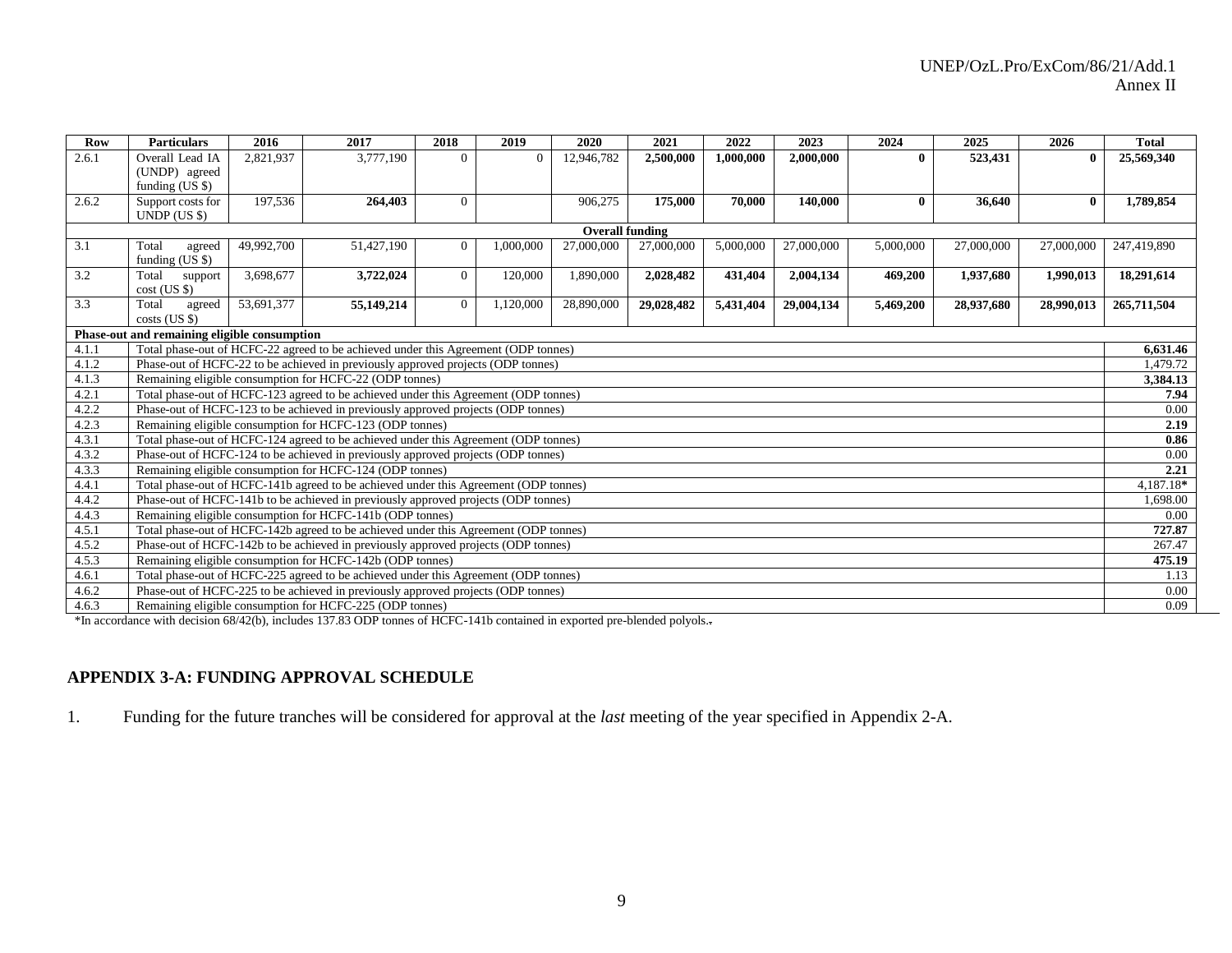| Row | Particulars | 2016 | 2017 | 2018 | 2019 | 2020 | 2021 | 2022 | 2023 | 2024 | 2025 | 2026 | Total |
|---|---|---|---|---|---|---|---|---|---|---|---|---|---|
| 2.6.1 | Overall Lead IA (UNDP) agreed funding (US $) | 2,821,937 | 3,777,190 | 0 | 0 | 12,946,782 | **2,500,000** | **1,000,000** | **2,000,000** | **0** | **523,431** | **0** | **25,569,340** |
| 2.6.2 | Support costs for UNDP (US $) | 197,536 | **264,403** | 0 | | 906,275 | **175,000** | **70,000** | **140,000** | **0** | **36,640** | **0** | **1,789,854** |
| **Overall funding** | | | | | | | | | | | | | |
| 3.1 | Total agreed funding (US $) | 49,992,700 | 51,427,190 | 0 | 1,000,000 | 27,000,000 | 27,000,000 | 5,000,000 | 27,000,000 | 5,000,000 | 27,000,000 | 27,000,000 | 247,419,890 |
| 3.2 | Total support cost (US $) | 3,698,677 | **3,722,024** | 0 | 120,000 | 1,890,000 | **2,028,482** | **431,404** | **2,004,134** | **469,200** | **1,937,680** | **1,990,013** | **18,291,614** |
| 3.3 | Total agreed costs (US $) | 53,691,377 | **55,149,214** | 0 | 1,120,000 | 28,890,000 | **29,028,482** | **5,431,404** | **29,004,134** | **5,469,200** | **28,937,680** | **28,990,013** | **265,711,504** |
| **Phase-out and remaining eligible consumption** | | | | | | | | | | | | | |
| 4.1.1 | Total phase-out of HCFC-22 agreed to be achieved under this Agreement (ODP tonnes) | | | | | | | | | | | | **6,631.46** |
| 4.1.2 | Phase-out of HCFC-22 to be achieved in previously approved projects (ODP tonnes) | | | | | | | | | | | | 1,479.72 |
| 4.1.3 | Remaining eligible consumption for HCFC-22 (ODP tonnes) | | | | | | | | | | | | **3,384.13** |
| 4.2.1 | Total phase-out of HCFC-123 agreed to be achieved under this Agreement (ODP tonnes) | | | | | | | | | | | | **7.94** |
| 4.2.2 | Phase-out of HCFC-123 to be achieved in previously approved projects (ODP tonnes) | | | | | | | | | | | | 0.00 |
| 4.2.3 | Remaining eligible consumption for HCFC-123 (ODP tonnes) | | | | | | | | | | | | **2.19** |
| 4.3.1 | Total phase-out of HCFC-124 agreed to be achieved under this Agreement (ODP tonnes) | | | | | | | | | | | | **0.86** |
| 4.3.2 | Phase-out of HCFC-124 to be achieved in previously approved projects (ODP tonnes) | | | | | | | | | | | | 0.00 |
| 4.3.3 | Remaining eligible consumption for HCFC-124 (ODP tonnes) | | | | | | | | | | | | **2.21** |
| 4.4.1 | Total phase-out of HCFC-141b agreed to be achieved under this Agreement (ODP tonnes) | | | | | | | | | | | | 4,187.18* |
| 4.4.2 | Phase-out of HCFC-141b to be achieved in previously approved projects (ODP tonnes) | | | | | | | | | | | | 1,698.00 |
| 4.4.3 | Remaining eligible consumption for HCFC-141b (ODP tonnes) | | | | | | | | | | | | 0.00 |
| 4.5.1 | Total phase-out of HCFC-142b agreed to be achieved under this Agreement (ODP tonnes) | | | | | | | | | | | | **727.87** |
| 4.5.2 | Phase-out of HCFC-142b to be achieved in previously approved projects (ODP tonnes) | | | | | | | | | | | | 267.47 |
| 4.5.3 | Remaining eligible consumption for HCFC-142b (ODP tonnes) | | | | | | | | | | | | **475.19** |
| 4.6.1 | Total phase-out of HCFC-225 agreed to be achieved under this Agreement (ODP tonnes) | | | | | | | | | | | | 1.13 |
| 4.6.2 | Phase-out of HCFC-225 to be achieved in previously approved projects (ODP tonnes) | | | | | | | | | | | | 0.00 |
| 4.6.3 | Remaining eligible consumption for HCFC-225 (ODP tonnes) | | | | | | | | | | | | 0.09 |

*In accordance with decision 68/42(b), includes 137.83 ODP tonnes of HCFC-141b contained in exported pre-blended polyols..

## APPENDIX 3-A: FUNDING APPROVAL SCHEDULE

1. Funding for the future tranches will be considered for approval at the *last* meeting of the year specified in Appendix 2-A.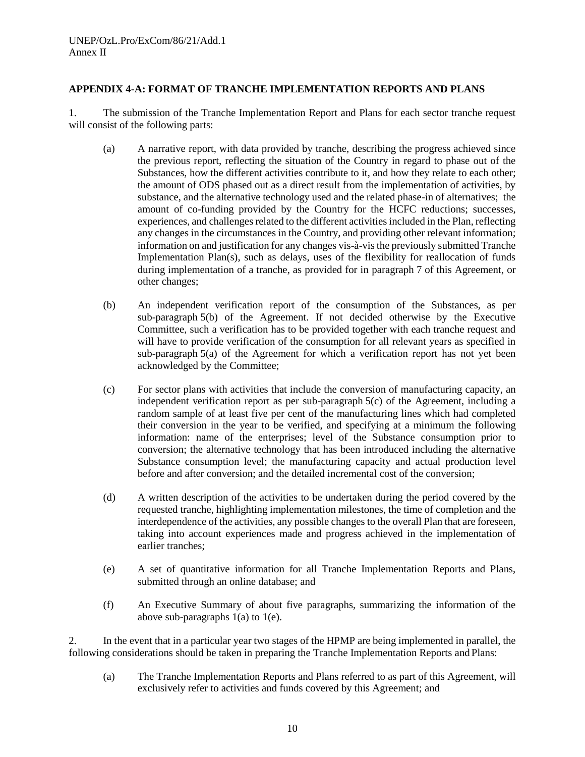## APPENDIX 4-A: FORMAT OF TRANCHE IMPLEMENTATION REPORTS AND PLANS

1. The submission of the Tranche Implementation Report and Plans for each sector tranche request will consist of the following parts:

   (a) A narrative report, with data provided by tranche, describing the progress achieved since the previous report, reflecting the situation of the Country in regard to phase out of the Substances, how the different activities contribute to it, and how they relate to each other; the amount of ODS phased out as a direct result from the implementation of activities, by substance, and the alternative technology used and the related phase-in of alternatives; the amount of co-funding provided by the Country for the HCFC reductions; successes, experiences, and challenges related to the different activities included in the Plan, reflecting any changes in the circumstances in the Country, and providing other relevant information; information on and justification for any changes vis-à-vis the previously submitted Tranche Implementation Plan(s), such as delays, uses of the flexibility for reallocation of funds during implementation of a tranche, as provided for in paragraph 7 of this Agreement, or other changes;

   (b) An independent verification report of the consumption of the Substances, as per sub-paragraph 5(b) of the Agreement. If not decided otherwise by the Executive Committee, such a verification has to be provided together with each tranche request and will have to provide verification of the consumption for all relevant years as specified in sub-paragraph 5(a) of the Agreement for which a verification report has not yet been acknowledged by the Committee;

   (c) For sector plans with activities that include the conversion of manufacturing capacity, an independent verification report as per sub-paragraph 5(c) of the Agreement, including a random sample of at least five per cent of the manufacturing lines which had completed their conversion in the year to be verified, and specifying at a minimum the following information: name of the enterprises; level of the Substance consumption prior to conversion; the alternative technology that has been introduced including the alternative Substance consumption level; the manufacturing capacity and actual production level before and after conversion; and the detailed incremental cost of the conversion;

   (d) A written description of the activities to be undertaken during the period covered by the requested tranche, highlighting implementation milestones, the time of completion and the interdependence of the activities, any possible changes to the overall Plan that are foreseen, taking into account experiences made and progress achieved in the implementation of earlier tranches;

   (e) A set of quantitative information for all Tranche Implementation Reports and Plans, submitted through an online database; and

   (f) An Executive Summary of about five paragraphs, summarizing the information of the above sub-paragraphs 1(a) to 1(e).

2. In the event that in a particular year two stages of the HPMP are being implemented in parallel, the following considerations should be taken in preparing the Tranche Implementation Reports and Plans:

   (a) The Tranche Implementation Reports and Plans referred to as part of this Agreement, will exclusively refer to activities and funds covered by this Agreement; and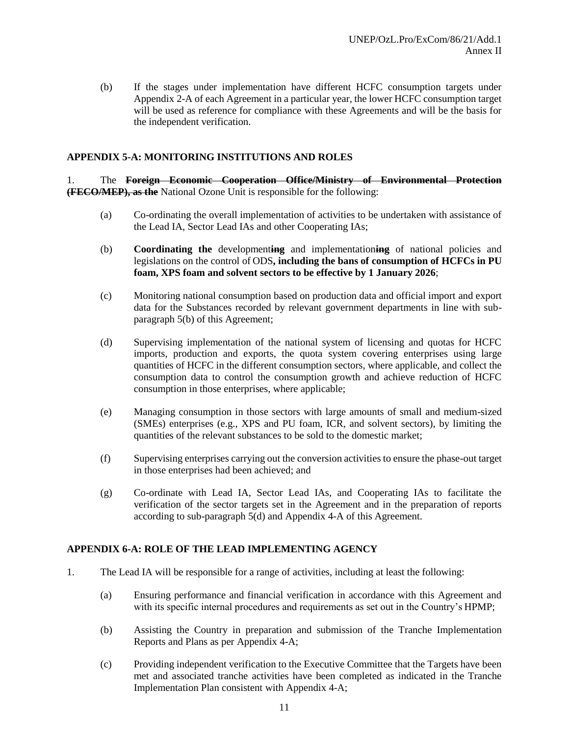(b) If the stages under implementation have different HCFC consumption targets under Appendix 2-A of each Agreement in a particular year, the lower HCFC consumption target will be used as reference for compliance with these Agreements and will be the basis for the independent verification.

**APPENDIX 5-A: MONITORING INSTITUTIONS AND ROLES**

1. The ~~**Foreign Economic Cooperation Office/Ministry of Environmental Protection (FECO/MEP), as the**~~ National Ozone Unit is responsible for the following:

(a) Co-ordinating the overall implementation of activities to be undertaken with assistance of the Lead IA, Sector Lead IAs and other Cooperating IAs;

(b) **Coordinating the** development~~**ing**~~ and implementation~~**ing**~~ of national policies and legislations on the control of ODS**, including the bans of consumption of HCFCs in PU foam, XPS foam and solvent sectors to be effective by 1 January 2026**;

(c) Monitoring national consumption based on production data and official import and export data for the Substances recorded by relevant government departments in line with sub-paragraph 5(b) of this Agreement;

(d) Supervising implementation of the national system of licensing and quotas for HCFC imports, production and exports, the quota system covering enterprises using large quantities of HCFC in the different consumption sectors, where applicable, and collect the consumption data to control the consumption growth and achieve reduction of HCFC consumption in those enterprises, where applicable;

(e) Managing consumption in those sectors with large amounts of small and medium-sized (SMEs) enterprises (e.g., XPS and PU foam, ICR, and solvent sectors), by limiting the quantities of the relevant substances to be sold to the domestic market;

(f) Supervising enterprises carrying out the conversion activities to ensure the phase-out target in those enterprises had been achieved; and

(g) Co-ordinate with Lead IA, Sector Lead IAs, and Cooperating IAs to facilitate the verification of the sector targets set in the Agreement and in the preparation of reports according to sub-paragraph 5(d) and Appendix 4-A of this Agreement.

**APPENDIX 6-A: ROLE OF THE LEAD IMPLEMENTING AGENCY**

1. The Lead IA will be responsible for a range of activities, including at least the following:

(a) Ensuring performance and financial verification in accordance with this Agreement and with its specific internal procedures and requirements as set out in the Country's HPMP;

(b) Assisting the Country in preparation and submission of the Tranche Implementation Reports and Plans as per Appendix 4-A;

(c) Providing independent verification to the Executive Committee that the Targets have been met and associated tranche activities have been completed as indicated in the Tranche Implementation Plan consistent with Appendix 4-A;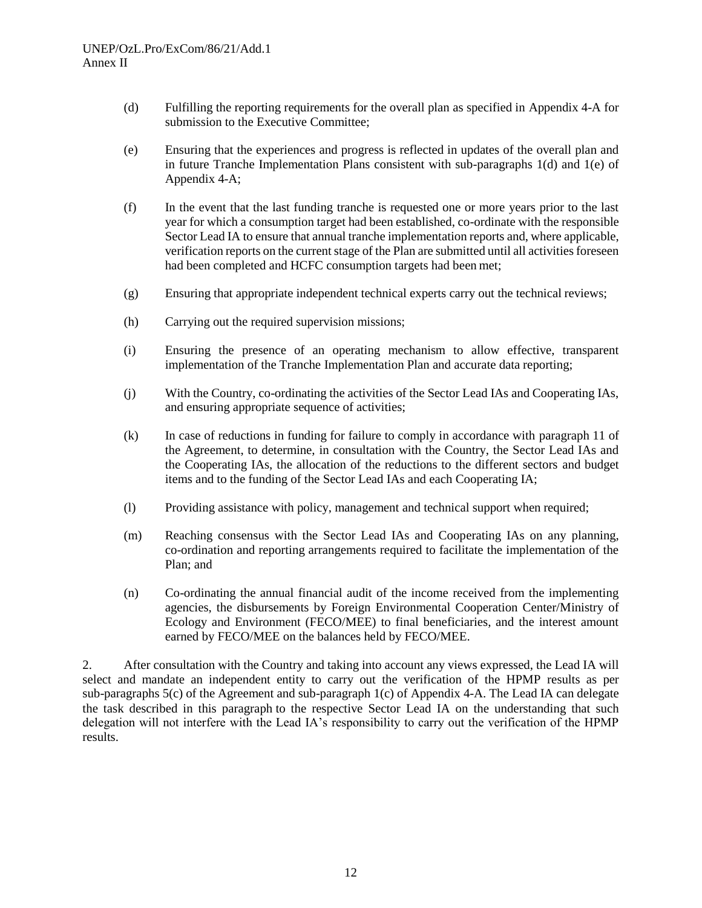(d) Fulfilling the reporting requirements for the overall plan as specified in Appendix 4-A for submission to the Executive Committee;

(e) Ensuring that the experiences and progress is reflected in updates of the overall plan and in future Tranche Implementation Plans consistent with sub-paragraphs 1(d) and 1(e) of Appendix 4-A;

(f) In the event that the last funding tranche is requested one or more years prior to the last year for which a consumption target had been established, co-ordinate with the responsible Sector Lead IA to ensure that annual tranche implementation reports and, where applicable, verification reports on the current stage of the Plan are submitted until all activities foreseen had been completed and HCFC consumption targets had been met;

(g) Ensuring that appropriate independent technical experts carry out the technical reviews;

(h) Carrying out the required supervision missions;

(i) Ensuring the presence of an operating mechanism to allow effective, transparent implementation of the Tranche Implementation Plan and accurate data reporting;

(j) With the Country, co-ordinating the activities of the Sector Lead IAs and Cooperating IAs, and ensuring appropriate sequence of activities;

(k) In case of reductions in funding for failure to comply in accordance with paragraph 11 of the Agreement, to determine, in consultation with the Country, the Sector Lead IAs and the Cooperating IAs, the allocation of the reductions to the different sectors and budget items and to the funding of the Sector Lead IAs and each Cooperating IA;

(l) Providing assistance with policy, management and technical support when required;

(m) Reaching consensus with the Sector Lead IAs and Cooperating IAs on any planning, co-ordination and reporting arrangements required to facilitate the implementation of the Plan; and

(n) Co-ordinating the annual financial audit of the income received from the implementing agencies, the disbursements by Foreign Environmental Cooperation Center/Ministry of Ecology and Environment (FECO/MEE) to final beneficiaries, and the interest amount earned by FECO/MEE on the balances held by FECO/MEE.

2. After consultation with the Country and taking into account any views expressed, the Lead IA will select and mandate an independent entity to carry out the verification of the HPMP results as per sub-paragraphs 5(c) of the Agreement and sub-paragraph 1(c) of Appendix 4-A. The Lead IA can delegate the task described in this paragraph to the respective Sector Lead IA on the understanding that such delegation will not interfere with the Lead IA's responsibility to carry out the verification of the HPMP results.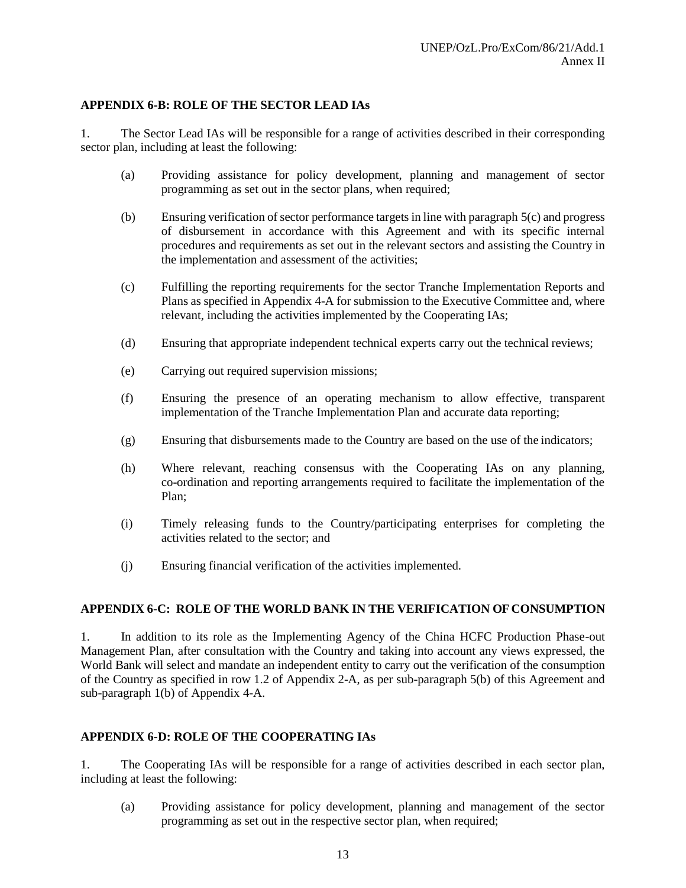## APPENDIX 6-B: ROLE OF THE SECTOR LEAD IAs

1. The Sector Lead IAs will be responsible for a range of activities described in their corresponding sector plan, including at least the following:

   (a) Providing assistance for policy development, planning and management of sector programming as set out in the sector plans, when required;

   (b) Ensuring verification of sector performance targets in line with paragraph 5(c) and progress of disbursement in accordance with this Agreement and with its specific internal procedures and requirements as set out in the relevant sectors and assisting the Country in the implementation and assessment of the activities;

   (c) Fulfilling the reporting requirements for the sector Tranche Implementation Reports and Plans as specified in Appendix 4-A for submission to the Executive Committee and, where relevant, including the activities implemented by the Cooperating IAs;

   (d) Ensuring that appropriate independent technical experts carry out the technical reviews;

   (e) Carrying out required supervision missions;

   (f) Ensuring the presence of an operating mechanism to allow effective, transparent implementation of the Tranche Implementation Plan and accurate data reporting;

   (g) Ensuring that disbursements made to the Country are based on the use of the indicators;

   (h) Where relevant, reaching consensus with the Cooperating IAs on any planning, co-ordination and reporting arrangements required to facilitate the implementation of the Plan;

   (i) Timely releasing funds to the Country/participating enterprises for completing the activities related to the sector; and

   (j) Ensuring financial verification of the activities implemented.

## APPENDIX 6-C: ROLE OF THE WORLD BANK IN THE VERIFICATION OF CONSUMPTION

1. In addition to its role as the Implementing Agency of the China HCFC Production Phase-out Management Plan, after consultation with the Country and taking into account any views expressed, the World Bank will select and mandate an independent entity to carry out the verification of the consumption of the Country as specified in row 1.2 of Appendix 2-A, as per sub-paragraph 5(b) of this Agreement and sub-paragraph 1(b) of Appendix 4-A.

## APPENDIX 6-D: ROLE OF THE COOPERATING IAs

1. The Cooperating IAs will be responsible for a range of activities described in each sector plan, including at least the following:

   (a) Providing assistance for policy development, planning and management of the sector programming as set out in the respective sector plan, when required;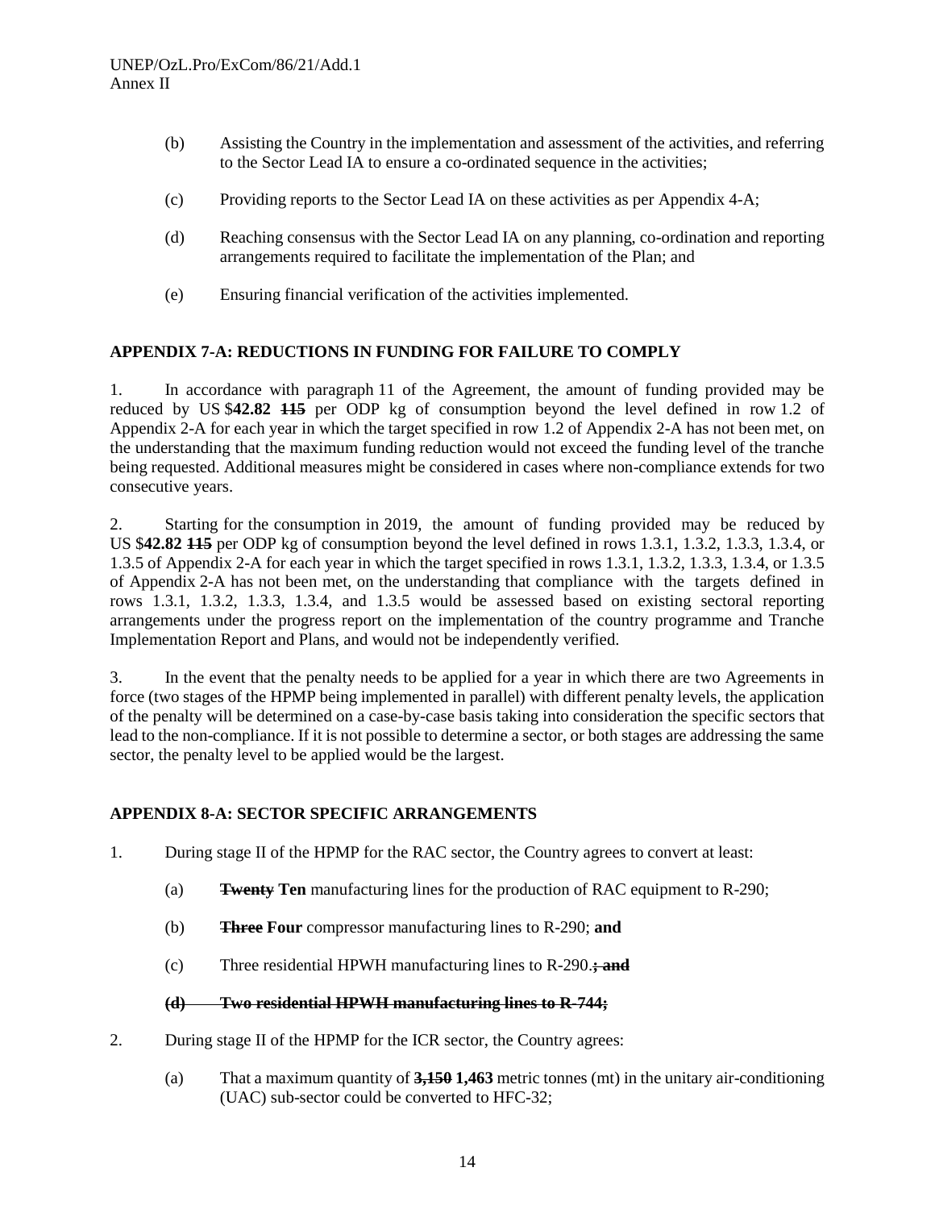(b) Assisting the Country in the implementation and assessment of the activities, and referring to the Sector Lead IA to ensure a co-ordinated sequence in the activities;

(c) Providing reports to the Sector Lead IA on these activities as per Appendix 4-A;

(d) Reaching consensus with the Sector Lead IA on any planning, co-ordination and reporting arrangements required to facilitate the implementation of the Plan; and

(e) Ensuring financial verification of the activities implemented.

**APPENDIX 7-A: REDUCTIONS IN FUNDING FOR FAILURE TO COMPLY**

1. In accordance with paragraph 11 of the Agreement, the amount of funding provided may be reduced by US $**42.82** ~~115~~ per ODP kg of consumption beyond the level defined in row 1.2 of Appendix 2-A for each year in which the target specified in row 1.2 of Appendix 2-A has not been met, on the understanding that the maximum funding reduction would not exceed the funding level of the tranche being requested. Additional measures might be considered in cases where non-compliance extends for two consecutive years.

2. Starting for the consumption in 2019, the amount of funding provided may be reduced by US $**42.82** ~~115~~ per ODP kg of consumption beyond the level defined in rows 1.3.1, 1.3.2, 1.3.3, 1.3.4, or 1.3.5 of Appendix 2-A for each year in which the target specified in rows 1.3.1, 1.3.2, 1.3.3, 1.3.4, or 1.3.5 of Appendix 2-A has not been met, on the understanding that compliance with the targets defined in rows 1.3.1, 1.3.2, 1.3.3, 1.3.4, and 1.3.5 would be assessed based on existing sectoral reporting arrangements under the progress report on the implementation of the country programme and Tranche Implementation Report and Plans, and would not be independently verified.

3. In the event that the penalty needs to be applied for a year in which there are two Agreements in force (two stages of the HPMP being implemented in parallel) with different penalty levels, the application of the penalty will be determined on a case-by-case basis taking into consideration the specific sectors that lead to the non-compliance. If it is not possible to determine a sector, or both stages are addressing the same sector, the penalty level to be applied would be the largest.

**APPENDIX 8-A: SECTOR SPECIFIC ARRANGEMENTS**

1. During stage II of the HPMP for the RAC sector, the Country agrees to convert at least:

(a) ~~**Twenty**~~ **Ten** manufacturing lines for the production of RAC equipment to R-290;

(b) ~~**Three**~~ **Four** compressor manufacturing lines to R-290; **and**

(c) Three residential HPWH manufacturing lines to R-290.~~**; and**~~

~~**(d) Two residential HPWH manufacturing lines to R-744;**~~

2. During stage II of the HPMP for the ICR sector, the Country agrees:

(a) That a maximum quantity of ~~**3,150**~~ **1,463** metric tonnes (mt) in the unitary air-conditioning (UAC) sub-sector could be converted to HFC-32;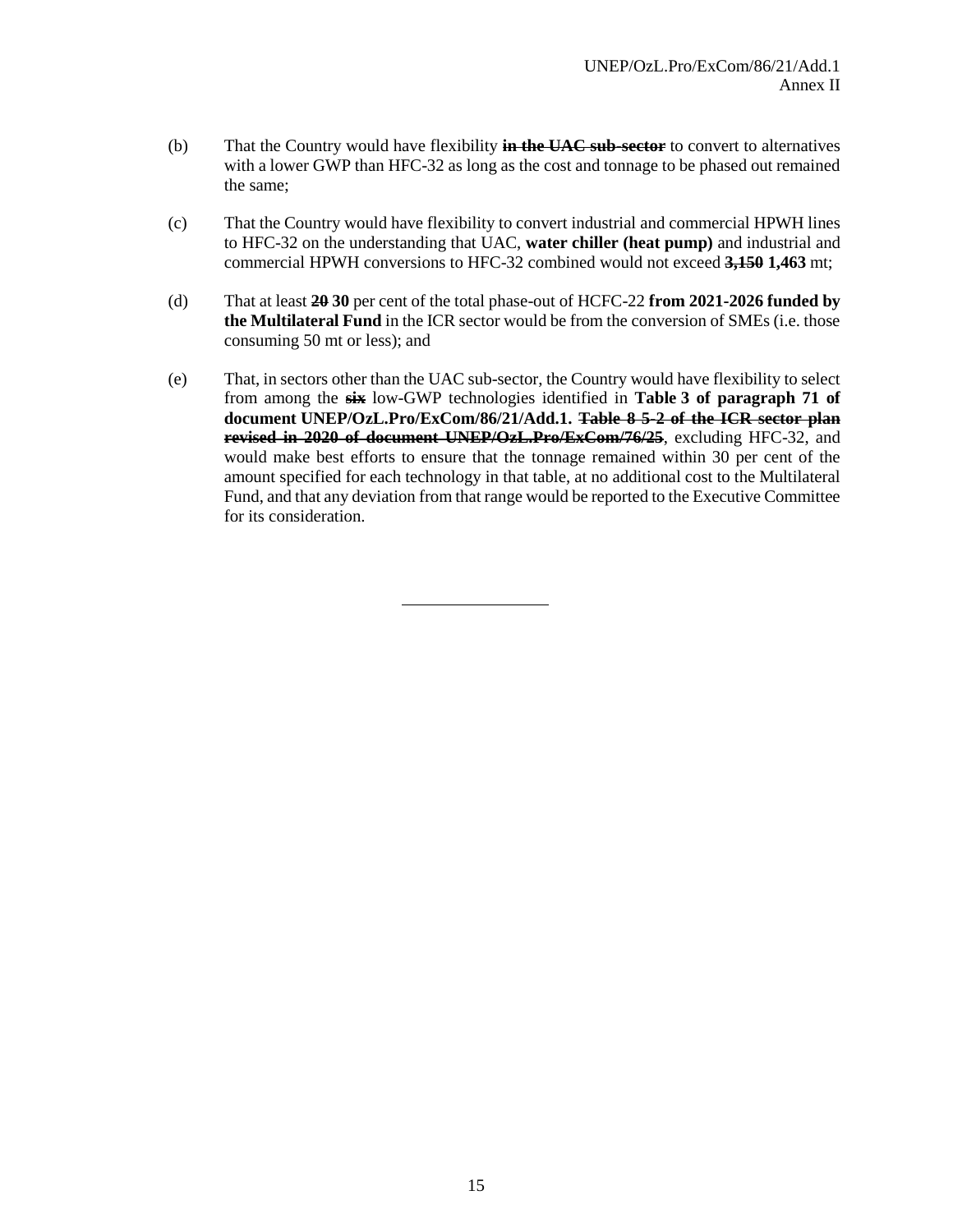(b) That the Country would have flexibility ~~**in the UAC sub-sector**~~ to convert to alternatives with a lower GWP than HFC-32 as long as the cost and tonnage to be phased out remained the same;

(c) That the Country would have flexibility to convert industrial and commercial HPWH lines to HFC-32 on the understanding that UAC, **water chiller (heat pump)** and industrial and commercial HPWH conversions to HFC-32 combined would not exceed ~~**3,150**~~ **1,463** mt;

(d) That at least ~~**20**~~ **30** per cent of the total phase-out of HCFC-22 **from 2021-2026 funded by the Multilateral Fund** in the ICR sector would be from the conversion of SMEs (i.e. those consuming 50 mt or less); and

(e) That, in sectors other than the UAC sub-sector, the Country would have flexibility to select from among the ~~**six**~~ low-GWP technologies identified in **Table 3 of paragraph 71 of document UNEP/OzL.Pro/ExCom/86/21/Add.1.** ~~**Table 8-5-2 of the ICR sector plan revised in 2020 of document UNEP/OzL.Pro/ExCom/76/25**~~, excluding HFC-32, and would make best efforts to ensure that the tonnage remained within 30 per cent of the amount specified for each technology in that table, at no additional cost to the Multilateral Fund, and that any deviation from that range would be reported to the Executive Committee for its consideration.